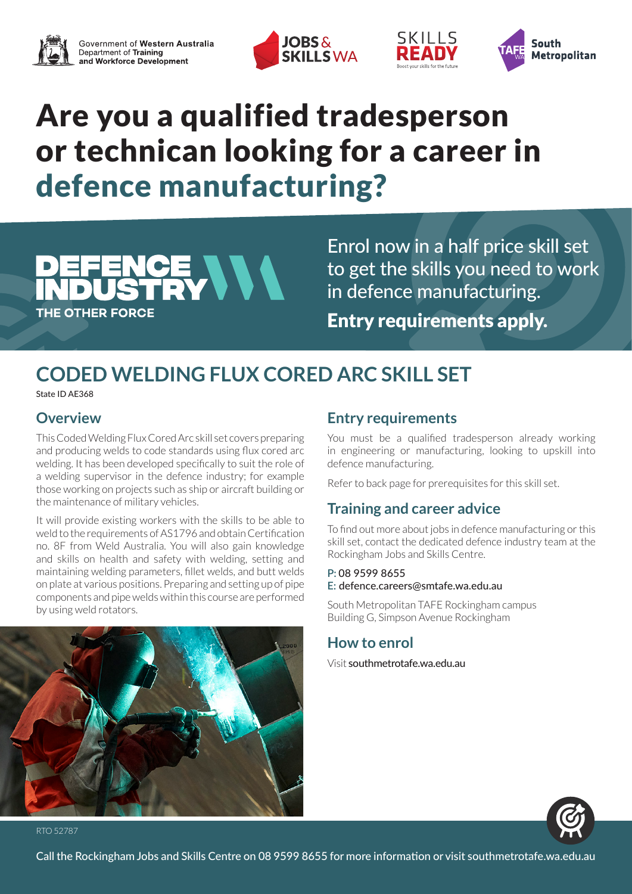Government of Western Australia
Department of Training and Workforce Development

# Are you a qualified tradesperson or technican looking for a career in defence manufacturing?

DEFENCE INDUSTRY
THE OTHER FORCE

Enrol now in a half price skill set to get the skills you need to work in defence manufacturing.

**Entry requirements apply.**

## CODED WELDING FLUX CORED ARC SKILL SET

State ID AE368

### Overview

This Coded Welding Flux Cored Arc skill set covers preparing and producing welds to code standards using flux cored arc welding. It has been developed specifically to suit the role of a welding supervisor in the defence industry; for example those working on projects such as ship or aircraft building or the maintenance of military vehicles.

It will provide existing workers with the skills to be able to weld to the requirements of AS1796 and obtain Certification no. 8F from Weld Australia. You will also gain knowledge and skills on health and safety with welding, setting and maintaining welding parameters, fillet welds, and butt welds on plate at various positions. Preparing and setting up of pipe components and pipe welds within this course are performed by using weld rotators.

### Entry requirements

You must be a qualified tradesperson already working in engineering or manufacturing, looking to upskill into defence manufacturing.

Refer to back page for prerequisites for this skill set.

### Training and career advice

To find out more about jobs in defence manufacturing or this skill set, contact the dedicated defence industry team at the Rockingham Jobs and Skills Centre.

P: 08 9599 8655
E: defence.careers@smtafe.wa.edu.au

South Metropolitan TAFE Rockingham campus
Building G, Simpson Avenue Rockingham

### How to enrol

Visit southmetrotafe.wa.edu.au

RTO 52787

Call the Rockingham Jobs and Skills Centre on 08 9599 8655 for more information or visit southmetrotafe.wa.edu.au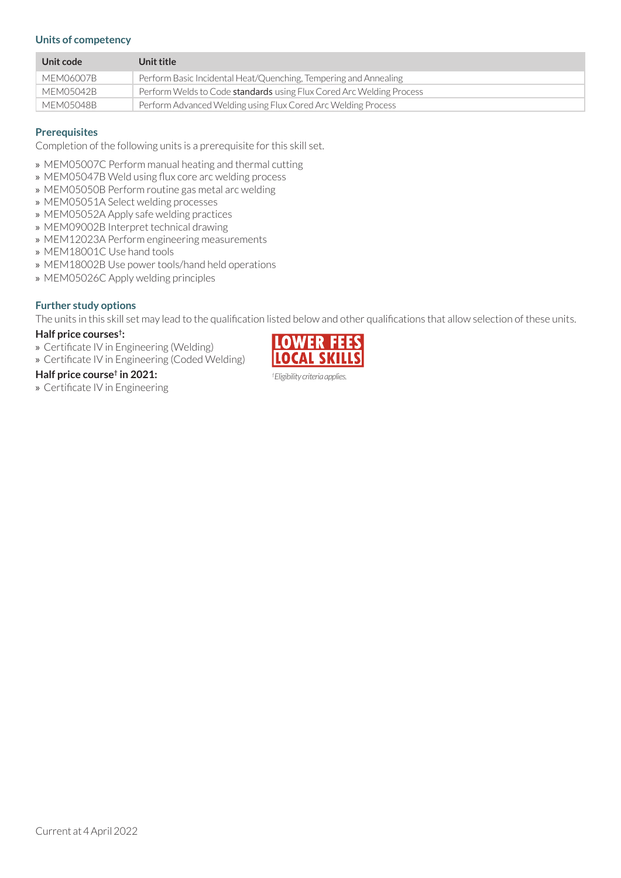### Units of competency

| Unit code | Unit title |
|---|---|
| MEM06007B | Perform Basic Incidental Heat/Quenching, Tempering and Annealing |
| MEM05042B | Perform Welds to Code **standards** using Flux Cored Arc Welding Process |
| MEM05048B | Perform Advanced Welding using Flux Cored Arc Welding Process |

### Prerequisites

Completion of the following units is a prerequisite for this skill set.

- MEM05007C Perform manual heating and thermal cutting
- MEM05047B Weld using flux core arc welding process
- MEM05050B Perform routine gas metal arc welding
- MEM05051A Select welding processes
- MEM05052A Apply safe welding practices
- MEM09002B Interpret technical drawing
- MEM12023A Perform engineering measurements
- MEM18001C Use hand tools
- MEM18002B Use power tools/hand held operations
- MEM05026C Apply welding principles

### Further study options

The units in this skill set may lead to the qualification listed below and other qualifications that allow selection of these units.

**Half price courses†:**

- Certificate IV in Engineering (Welding)
- Certificate IV in Engineering (Coded Welding)

**Half price course† in 2021:**

- Certificate IV in Engineering

LOWER FEES LOCAL SKILLS

*†Eligibility criteria applies.*

Current at 4 April 2022